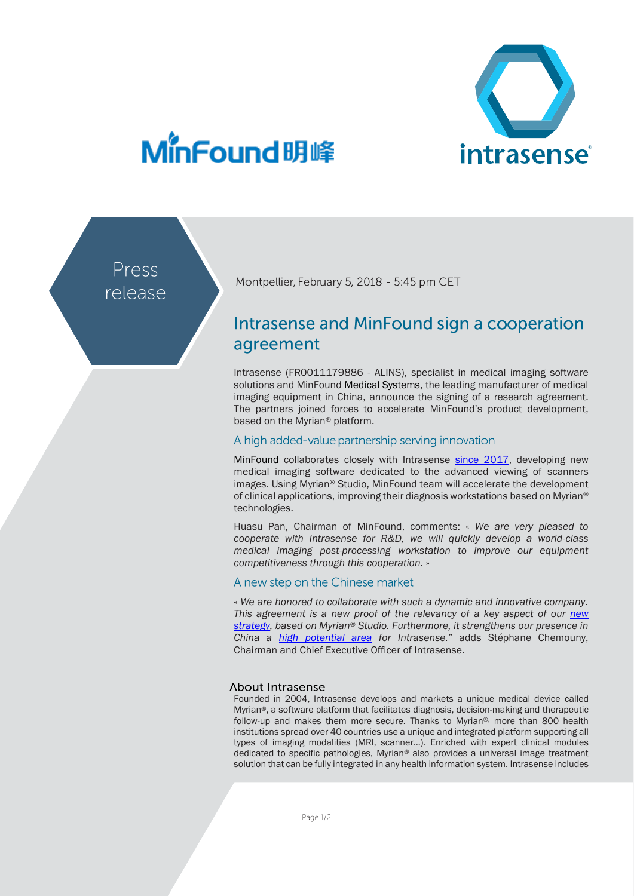MinFound 明峰

intrasense

Press release

Montpellier, February 5, 2018 - 5:45 pm CET

# Intrasense and MinFound sign a cooperation agreement

Intrasense (FR0011179886 - ALINS), specialist in medical imaging software solutions and MinFound Medical Systems, the leading manufacturer of medical imaging equipment in China, announce the signing of a research agreement. The partners joined forces to accelerate MinFound's product development, based on the Myrian® platform.

## A high added-value partnership serving innovation

MinFound collaborates closely with Intrasense since 2017, developing new medical imaging software dedicated to the advanced viewing of scanners images. Using Myrian® Studio, MinFound team will accelerate the development of clinical applications, improving their diagnosis workstations based on Myrian® technologies.

Huasu Pan, Chairman of MinFound, comments: « *We are very pleased to cooperate with Intrasense for R&D, we will quickly develop a world-class medical imaging post-processing workstation to improve our equipment competitiveness through this cooperation.* »

## A new step on the Chinese market

« *We are honored to collaborate with such a dynamic and innovative company. This agreement is a new proof of the relevancy of a key aspect of our new strategy, based on Myrian® Studio. Furthermore, it strengthens our presence in China a high potential area for Intrasense.*" adds Stéphane Chemouny, Chairman and Chief Executive Officer of Intrasense.

### About Intrasense

Founded in 2004, Intrasense develops and markets a unique medical device called Myrian®, a software platform that facilitates diagnosis, decision-making and therapeutic follow-up and makes them more secure. Thanks to Myrian®, more than 800 health institutions spread over 40 countries use a unique and integrated platform supporting all types of imaging modalities (MRI, scanner…). Enriched with expert clinical modules dedicated to specific pathologies, Myrian® also provides a universal image treatment solution that can be fully integrated in any health information system. Intrasense includes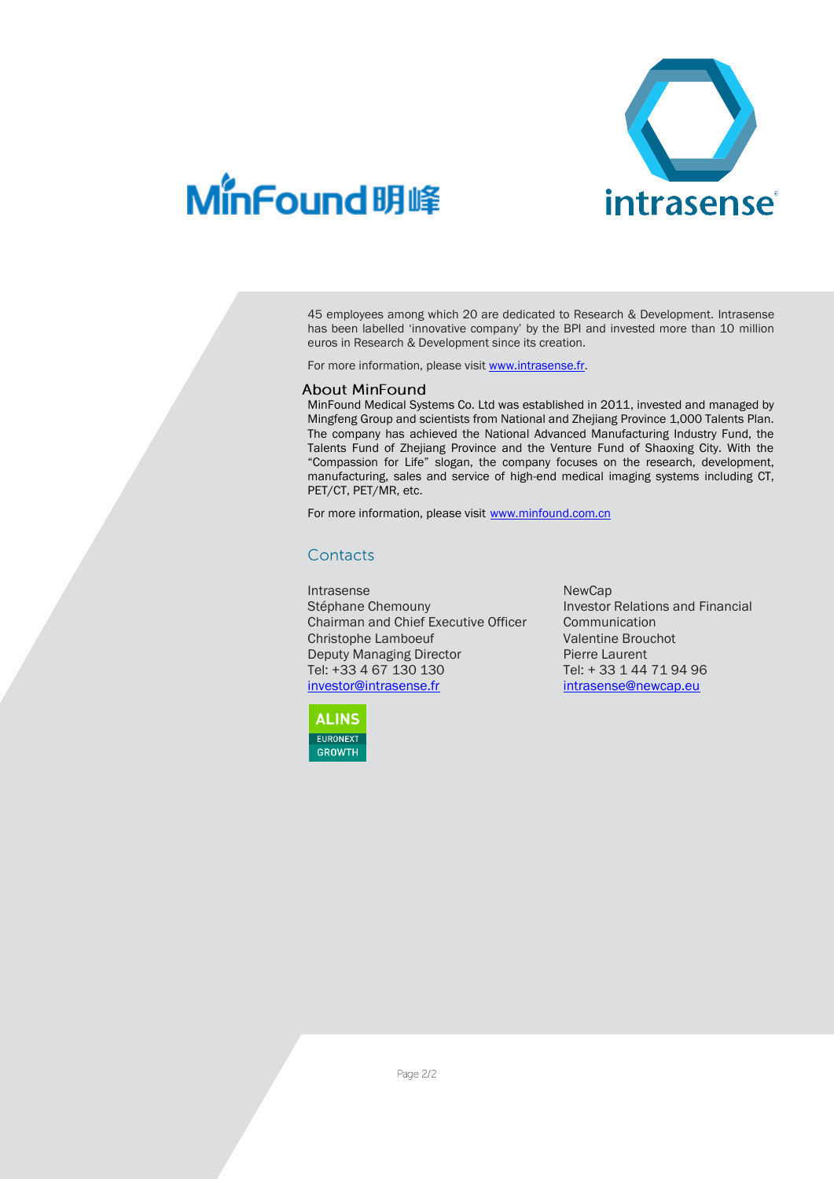45 employees among which 20 are dedicated to Research & Development. Intrasense has been labelled 'innovative company' by the BPI and invested more than 10 million euros in Research & Development since its creation.

For more information, please visit www.intrasense.fr.

## About MinFound

MinFound Medical Systems Co. Ltd was established in 2011, invested and managed by Mingfeng Group and scientists from National and Zhejiang Province 1,000 Talents Plan. The company has achieved the National Advanced Manufacturing Industry Fund, the Talents Fund of Zhejiang Province and the Venture Fund of Shaoxing City. With the "Compassion for Life" slogan, the company focuses on the research, development, manufacturing, sales and service of high-end medical imaging systems including CT, PET/CT, PET/MR, etc.

For more information, please visit www.minfound.com.cn

## Contacts

Intrasense
Stéphane Chemouny
Chairman and Chief Executive Officer
Christophe Lamboeuf
Deputy Managing Director
Tel: +33 4 67 130 130
investor@intrasense.fr

NewCap
Investor Relations and Financial Communication
Valentine Brouchot
Pierre Laurent
Tel: + 33 1 44 71 94 96
intrasense@newcap.eu

ALINS
EURONEXT GROWTH